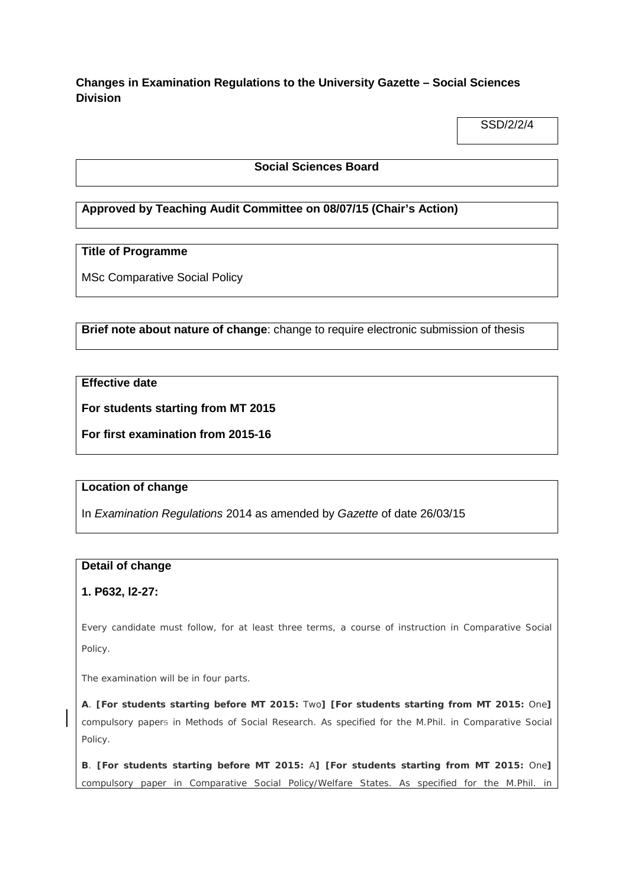**Changes in Examination Regulations to the University Gazette – Social Sciences Division**

SSD/2/2/4

**Social Sciences Board**

**Approved by Teaching Audit Committee on 08/07/15 (Chair's Action)**

**Title of Programme**

MSc Comparative Social Policy

**Brief note about nature of change**: change to require electronic submission of thesis

**Effective date**

**For students starting from MT 2015**

**For first examination from 2015-16**

**Location of change**

In *Examination Regulations* 2014 as amended by *Gazette* of date 26/03/15

**Detail of change**

**1. P632, l2-27:**

Every candidate must follow, for at least three terms, a course of instruction in Comparative Social Policy.

The examination will be in four parts.

**A**. **[For students starting before MT 2015:** Two**] [For students starting from MT 2015:** One**]** compulsory papers in Methods of Social Research. As specified for the M.Phil. in Comparative Social Policy.

**B**. **[For students starting before MT 2015:** A**] [For students starting from MT 2015:** One**]** compulsory paper in Comparative Social Policy/Welfare States. As specified for the M.Phil. in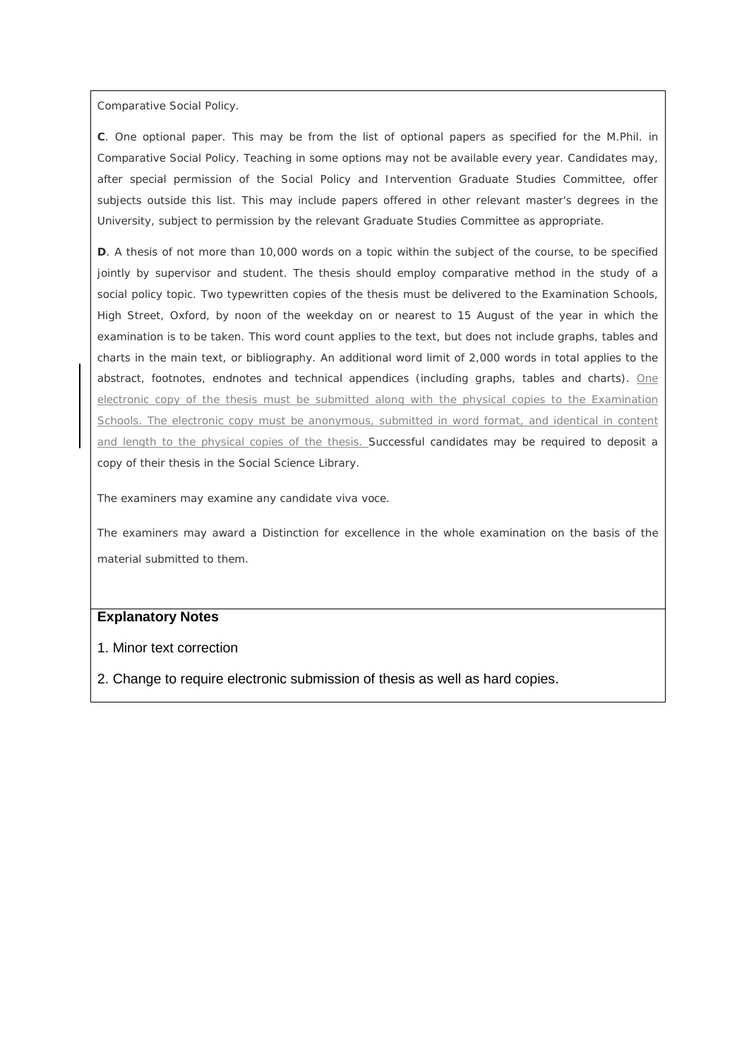Comparative Social Policy.

**C**. One optional paper. This may be from the list of optional papers as specified for the M.Phil. in Comparative Social Policy. Teaching in some options may not be available every year. Candidates may, after special permission of the Social Policy and Intervention Graduate Studies Committee, offer subjects outside this list. This may include papers offered in other relevant master's degrees in the University, subject to permission by the relevant Graduate Studies Committee as appropriate.

**D**. A thesis of not more than 10,000 words on a topic within the subject of the course, to be specified jointly by supervisor and student. The thesis should employ comparative method in the study of a social policy topic. Two typewritten copies of the thesis must be delivered to the Examination Schools, High Street, Oxford, by noon of the weekday on or nearest to 15 August of the year in which the examination is to be taken. This word count applies to the text, but does not include graphs, tables and charts in the main text, or bibliography. An additional word limit of 2,000 words in total applies to the abstract, footnotes, endnotes and technical appendices (including graphs, tables and charts). One electronic copy of the thesis must be submitted along with the physical copies to the Examination Schools. The electronic copy must be anonymous, submitted in word format, and identical in content and length to the physical copies of the thesis. Successful candidates may be required to deposit a copy of their thesis in the Social Science Library.

The examiners may examine any candidate viva voce.

The examiners may award a Distinction for excellence in the whole examination on the basis of the material submitted to them.

**Explanatory Notes**

1. Minor text correction
2. Change to require electronic submission of thesis as well as hard copies.